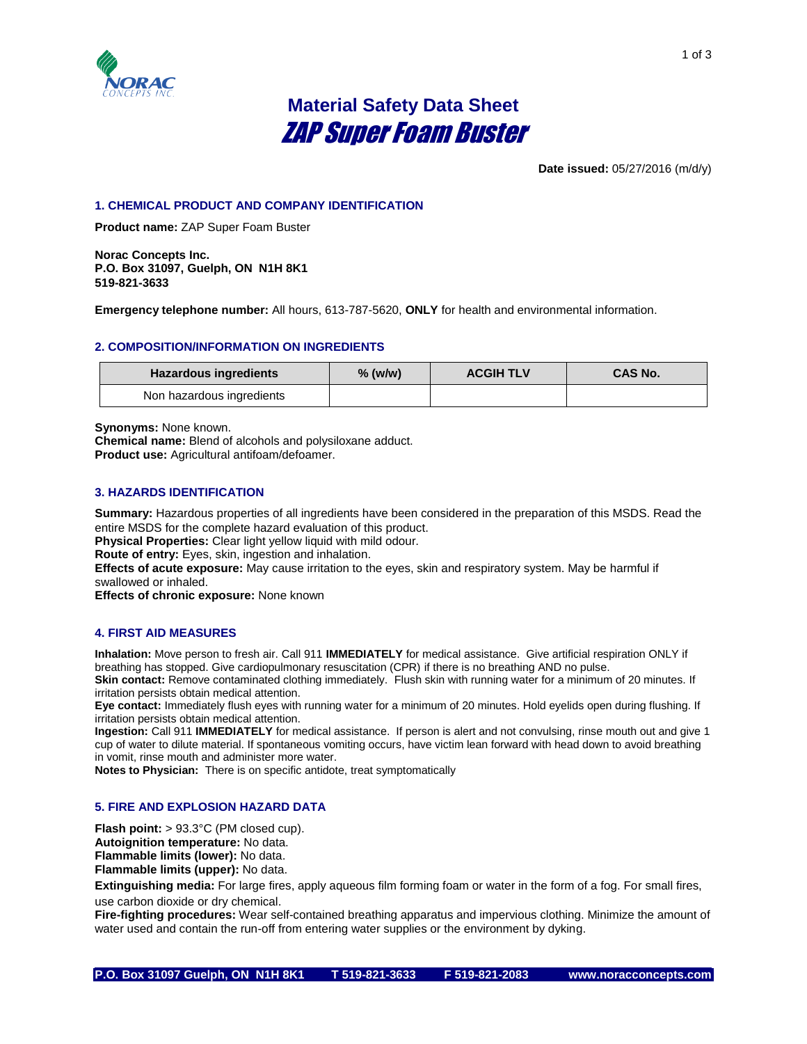# Material Safety Data Sheet

## ZAP Super Foam Buster

**Date issued:** 05/27/2016 (m/d/y)

### 1. CHEMICAL PRODUCT AND COMPANY IDENTIFICATION

**Product name:** ZAP Super Foam Buster

**Norac Concepts Inc.**
**P.O. Box 31097, Guelph, ON N1H 8K1**
**519-821-3633**

**Emergency telephone number:** All hours, 613-787-5620, **ONLY** for health and environmental information.

### 2. COMPOSITION/INFORMATION ON INGREDIENTS

| Hazardous ingredients | % (w/w) | ACGIH TLV | CAS No. |
|---|---|---|---|
| Non hazardous ingredients | | | |

**Synonyms:** None known.
**Chemical name:** Blend of alcohols and polysiloxane adduct.
**Product use:** Agricultural antifoam/defoamer.

### 3. HAZARDS IDENTIFICATION

**Summary:** Hazardous properties of all ingredients have been considered in the preparation of this MSDS. Read the entire MSDS for the complete hazard evaluation of this product.
**Physical Properties:** Clear light yellow liquid with mild odour.
**Route of entry:** Eyes, skin, ingestion and inhalation.
**Effects of acute exposure:** May cause irritation to the eyes, skin and respiratory system. May be harmful if swallowed or inhaled.
**Effects of chronic exposure:** None known

### 4. FIRST AID MEASURES

**Inhalation:** Move person to fresh air. Call 911 **IMMEDIATELY** for medical assistance. Give artificial respiration ONLY if breathing has stopped. Give cardiopulmonary resuscitation (CPR) if there is no breathing AND no pulse.
**Skin contact:** Remove contaminated clothing immediately. Flush skin with running water for a minimum of 20 minutes. If irritation persists obtain medical attention.
**Eye contact:** Immediately flush eyes with running water for a minimum of 20 minutes. Hold eyelids open during flushing. If irritation persists obtain medical attention.
**Ingestion:** Call 911 **IMMEDIATELY** for medical assistance. If person is alert and not convulsing, rinse mouth out and give 1 cup of water to dilute material. If spontaneous vomiting occurs, have victim lean forward with head down to avoid breathing in vomit, rinse mouth and administer more water.
**Notes to Physician:** There is on specific antidote, treat symptomatically

### 5. FIRE AND EXPLOSION HAZARD DATA

**Flash point:** > 93.3°C (PM closed cup).
**Autoignition temperature:** No data.
**Flammable limits (lower):** No data.
**Flammable limits (upper):** No data.
**Extinguishing media:** For large fires, apply aqueous film forming foam or water in the form of a fog. For small fires, use carbon dioxide or dry chemical.
**Fire-fighting procedures:** Wear self-contained breathing apparatus and impervious clothing. Minimize the amount of water used and contain the run-off from entering water supplies or the environment by dyking.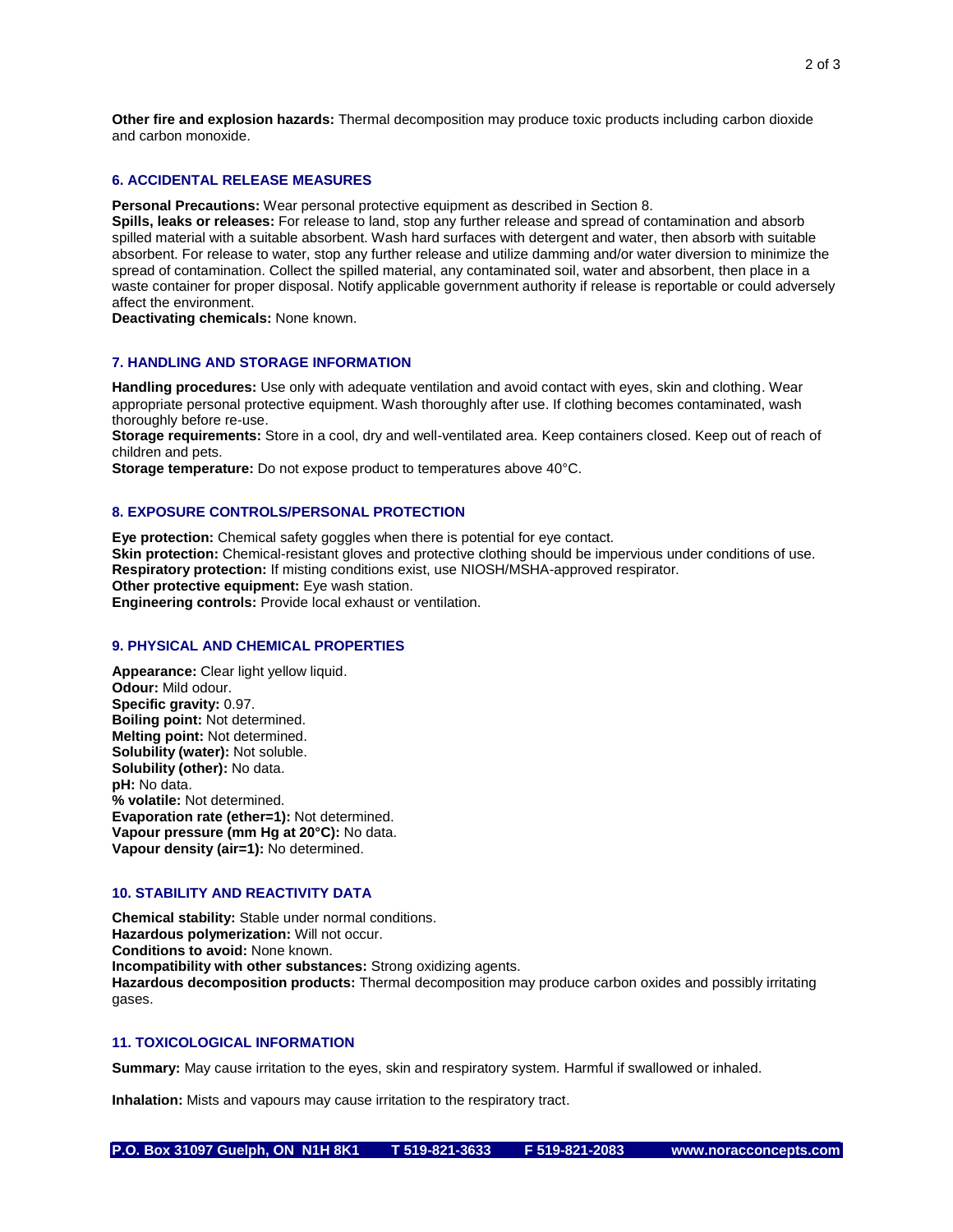**Other fire and explosion hazards:** Thermal decomposition may produce toxic products including carbon dioxide and carbon monoxide.

## 6. ACCIDENTAL RELEASE MEASURES

**Personal Precautions:** Wear personal protective equipment as described in Section 8.
**Spills, leaks or releases:** For release to land, stop any further release and spread of contamination and absorb spilled material with a suitable absorbent. Wash hard surfaces with detergent and water, then absorb with suitable absorbent. For release to water, stop any further release and utilize damming and/or water diversion to minimize the spread of contamination. Collect the spilled material, any contaminated soil, water and absorbent, then place in a waste container for proper disposal. Notify applicable government authority if release is reportable or could adversely affect the environment.
**Deactivating chemicals:** None known.

## 7. HANDLING AND STORAGE INFORMATION

**Handling procedures:** Use only with adequate ventilation and avoid contact with eyes, skin and clothing. Wear appropriate personal protective equipment. Wash thoroughly after use. If clothing becomes contaminated, wash thoroughly before re-use.
**Storage requirements:** Store in a cool, dry and well-ventilated area. Keep containers closed. Keep out of reach of children and pets.
**Storage temperature:** Do not expose product to temperatures above 40°C.

## 8. EXPOSURE CONTROLS/PERSONAL PROTECTION

**Eye protection:** Chemical safety goggles when there is potential for eye contact.
**Skin protection:** Chemical-resistant gloves and protective clothing should be impervious under conditions of use.
**Respiratory protection:** If misting conditions exist, use NIOSH/MSHA-approved respirator.
**Other protective equipment:** Eye wash station.
**Engineering controls:** Provide local exhaust or ventilation.

## 9. PHYSICAL AND CHEMICAL PROPERTIES

**Appearance:** Clear light yellow liquid.
**Odour:** Mild odour.
**Specific gravity:** 0.97.
**Boiling point:** Not determined.
**Melting point:** Not determined.
**Solubility (water):** Not soluble.
**Solubility (other):** No data.
**pH:** No data.
**% volatile:** Not determined.
**Evaporation rate (ether=1):** Not determined.
**Vapour pressure (mm Hg at 20°C):** No data.
**Vapour density (air=1):** No determined.

## 10. STABILITY AND REACTIVITY DATA

**Chemical stability:** Stable under normal conditions.
**Hazardous polymerization:** Will not occur.
**Conditions to avoid:** None known.
**Incompatibility with other substances:** Strong oxidizing agents.
**Hazardous decomposition products:** Thermal decomposition may produce carbon oxides and possibly irritating gases.

## 11. TOXICOLOGICAL INFORMATION

**Summary:** May cause irritation to the eyes, skin and respiratory system. Harmful if swallowed or inhaled.

**Inhalation:** Mists and vapours may cause irritation to the respiratory tract.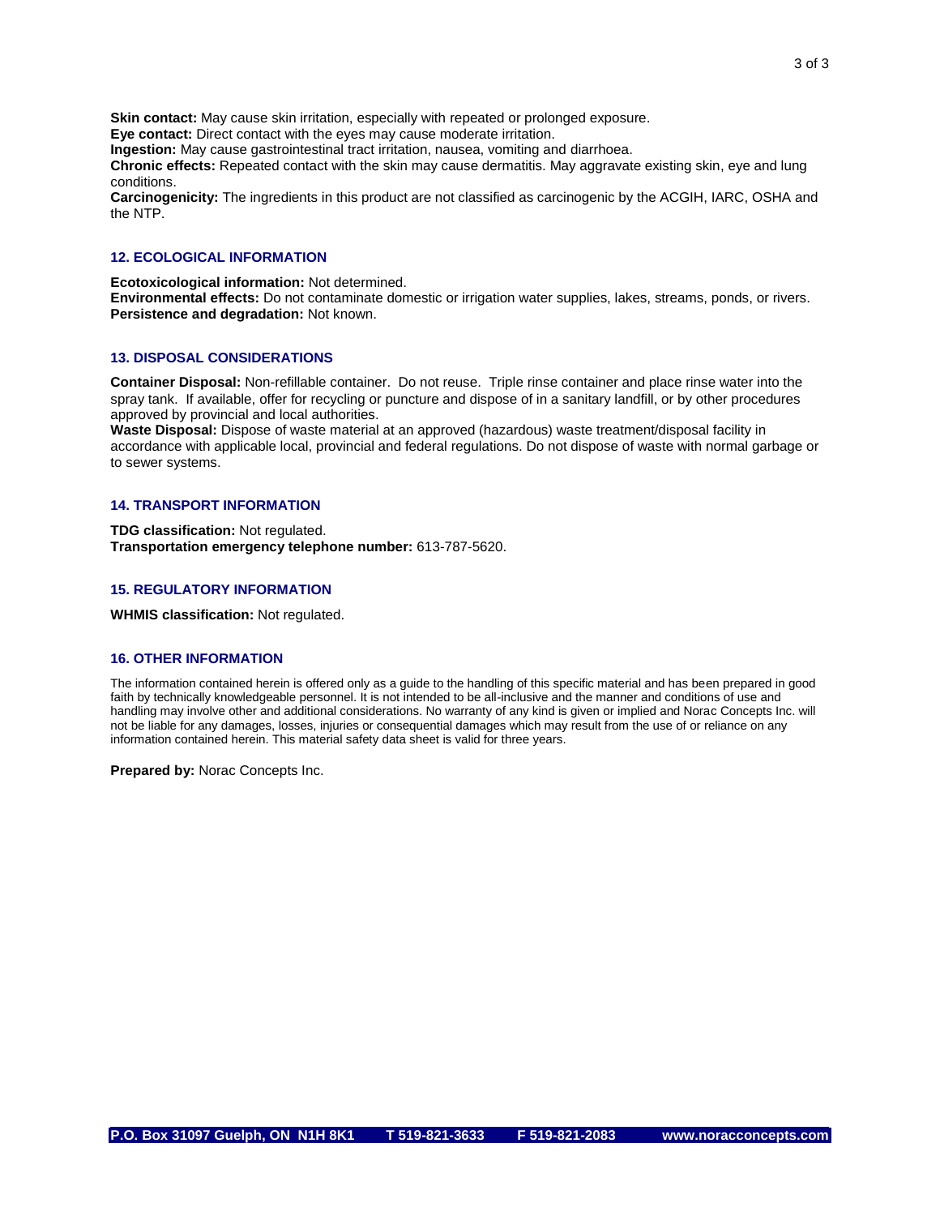**Skin contact:** May cause skin irritation, especially with repeated or prolonged exposure.
**Eye contact:** Direct contact with the eyes may cause moderate irritation.
**Ingestion:** May cause gastrointestinal tract irritation, nausea, vomiting and diarrhoea.
**Chronic effects:** Repeated contact with the skin may cause dermatitis. May aggravate existing skin, eye and lung conditions.
**Carcinogenicity:** The ingredients in this product are not classified as carcinogenic by the ACGIH, IARC, OSHA and the NTP.

## 12. ECOLOGICAL INFORMATION

**Ecotoxicological information:** Not determined.
**Environmental effects:** Do not contaminate domestic or irrigation water supplies, lakes, streams, ponds, or rivers.
**Persistence and degradation:** Not known.

## 13. DISPOSAL CONSIDERATIONS

**Container Disposal:** Non-refillable container. Do not reuse. Triple rinse container and place rinse water into the spray tank. If available, offer for recycling or puncture and dispose of in a sanitary landfill, or by other procedures approved by provincial and local authorities.
**Waste Disposal:** Dispose of waste material at an approved (hazardous) waste treatment/disposal facility in accordance with applicable local, provincial and federal regulations. Do not dispose of waste with normal garbage or to sewer systems.

## 14. TRANSPORT INFORMATION

**TDG classification:** Not regulated.
**Transportation emergency telephone number:** 613-787-5620.

## 15. REGULATORY INFORMATION

**WHMIS classification:** Not regulated.

## 16. OTHER INFORMATION

The information contained herein is offered only as a guide to the handling of this specific material and has been prepared in good faith by technically knowledgeable personnel. It is not intended to be all-inclusive and the manner and conditions of use and handling may involve other and additional considerations. No warranty of any kind is given or implied and Norac Concepts Inc. will not be liable for any damages, losses, injuries or consequential damages which may result from the use of or reliance on any information contained herein. This material safety data sheet is valid for three years.

**Prepared by:** Norac Concepts Inc.

**P.O. Box 31097 Guelph, ON N1H 8K1 T 519-821-3633 F 519-821-2083 www.noracconcepts.com**